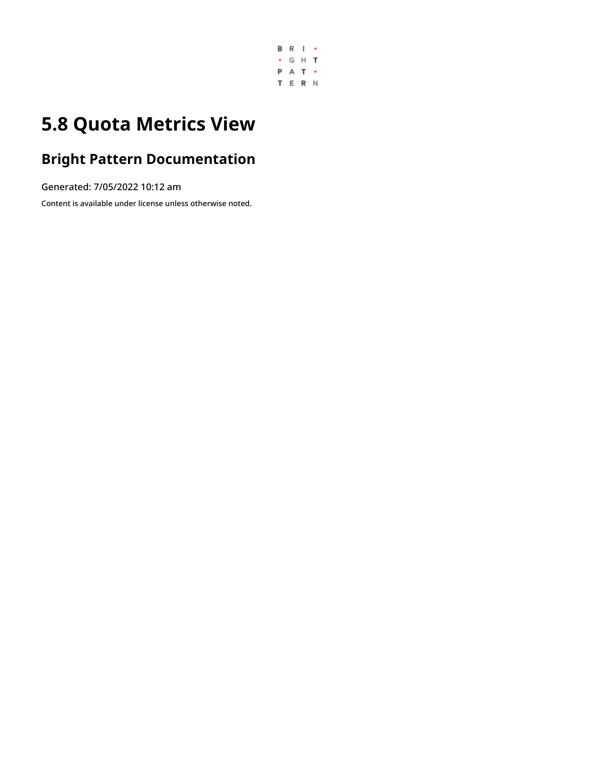# 5.8 Quota Metrics View

## Bright Pattern Documentation

Generated: 7/05/2022 10:12 am

Content is available under license unless otherwise noted.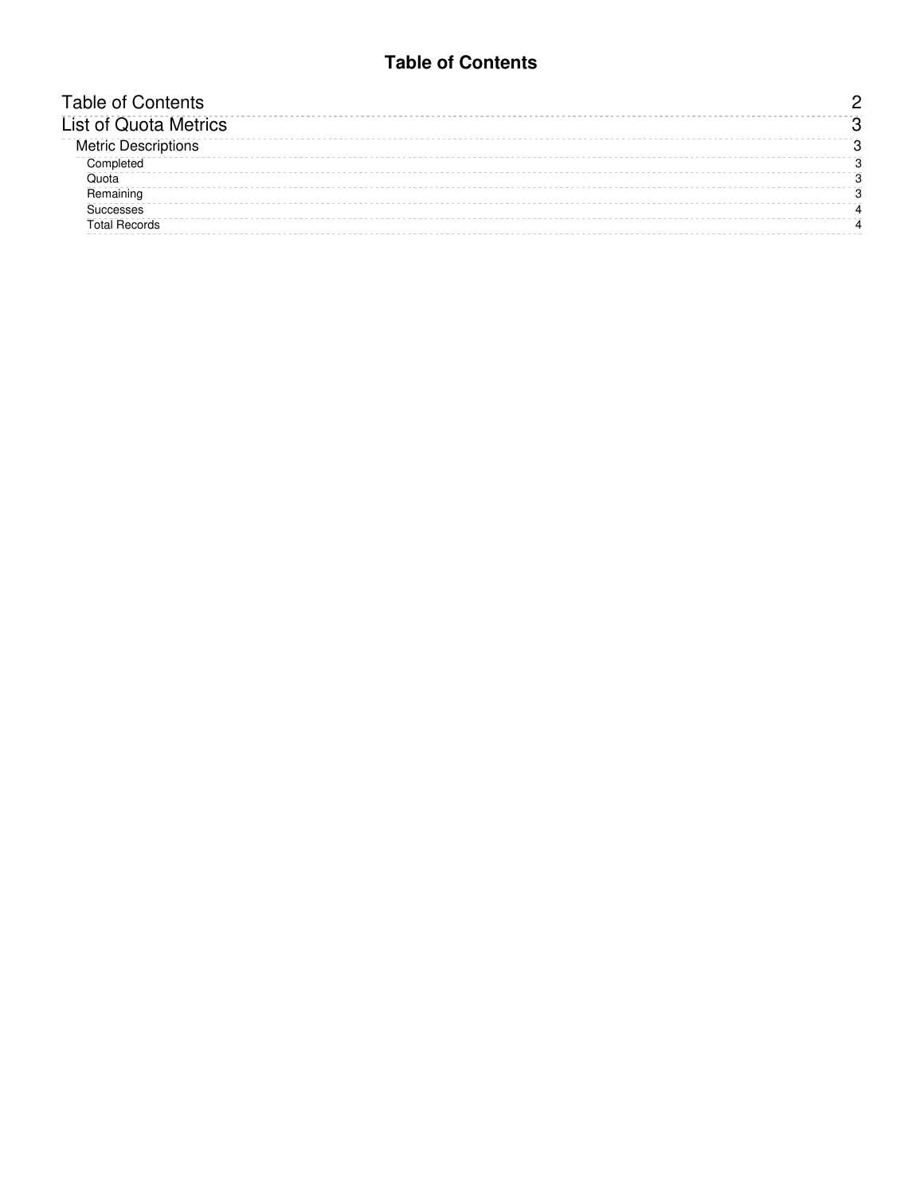# Table of Contents

- Table of Contents ........ 2
- List of Quota Metrics ........ 3
  - Metric Descriptions ........ 3
    - Completed ........ 3
    - Quota ........ 3
    - Remaining ........ 3
    - Successes ........ 4
    - Total Records ........ 4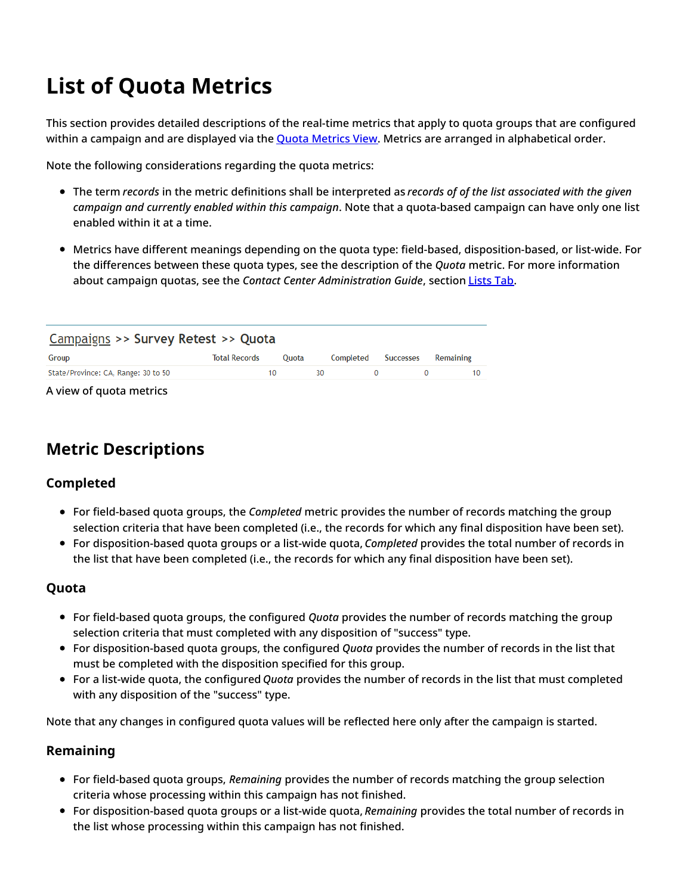# List of Quota Metrics

This section provides detailed descriptions of the real-time metrics that apply to quota groups that are configured within a campaign and are displayed via the Quota Metrics View. Metrics are arranged in alphabetical order.

Note the following considerations regarding the quota metrics:

- The term *records* in the metric definitions shall be interpreted as *records of of the list associated with the given campaign and currently enabled within this campaign*. Note that a quota-based campaign can have only one list enabled within it at a time.
- Metrics have different meanings depending on the quota type: field-based, disposition-based, or list-wide. For the differences between these quota types, see the description of the *Quota* metric. For more information about campaign quotas, see the *Contact Center Administration Guide*, section Lists Tab.

Campaigns >> Survey Retest >> Quota

| Group | Total Records | Quota | Completed | Successes | Remaining |
|---|---|---|---|---|---|
| State/Province: CA, Range: 30 to 50 | 10 | 30 | 0 | 0 | 10 |

A view of quota metrics

## Metric Descriptions

### Completed

- For field-based quota groups, the *Completed* metric provides the number of records matching the group selection criteria that have been completed (i.e., the records for which any final disposition have been set).
- For disposition-based quota groups or a list-wide quota, *Completed* provides the total number of records in the list that have been completed (i.e., the records for which any final disposition have been set).

### Quota

- For field-based quota groups, the configured *Quota* provides the number of records matching the group selection criteria that must completed with any disposition of "success" type.
- For disposition-based quota groups, the configured *Quota* provides the number of records in the list that must be completed with the disposition specified for this group.
- For a list-wide quota, the configured *Quota* provides the number of records in the list that must completed with any disposition of the "success" type.

Note that any changes in configured quota values will be reflected here only after the campaign is started.

### Remaining

- For field-based quota groups, *Remaining* provides the number of records matching the group selection criteria whose processing within this campaign has not finished.
- For disposition-based quota groups or a list-wide quota, *Remaining* provides the total number of records in the list whose processing within this campaign has not finished.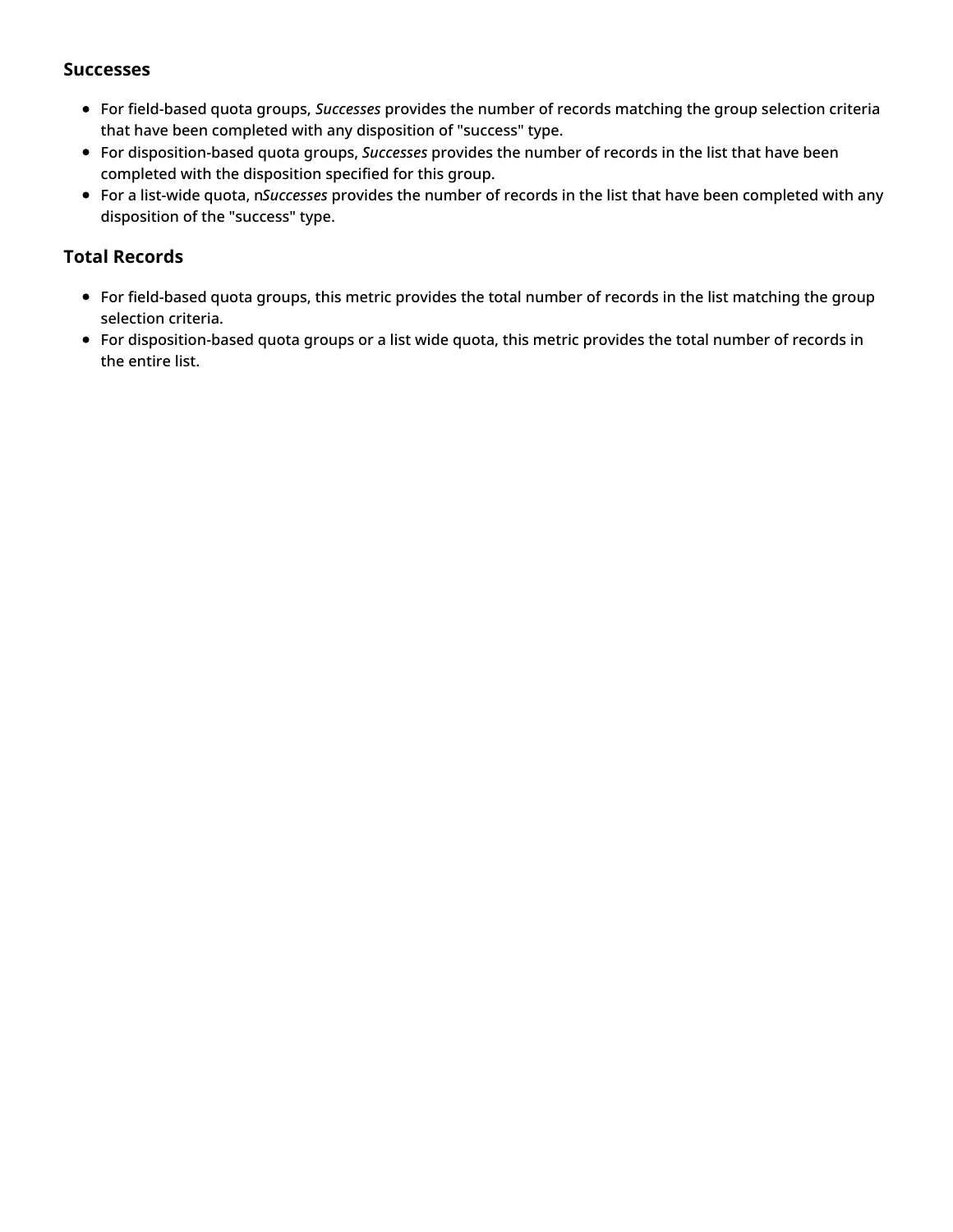### Successes

- For field-based quota groups, *Successes* provides the number of records matching the group selection criteria that have been completed with any disposition of "success" type.
- For disposition-based quota groups, *Successes* provides the number of records in the list that have been completed with the disposition specified for this group.
- For a list-wide quota, n*Successes* provides the number of records in the list that have been completed with any disposition of the "success" type.

### Total Records

- For field-based quota groups, this metric provides the total number of records in the list matching the group selection criteria.
- For disposition-based quota groups or a list wide quota, this metric provides the total number of records in the entire list.